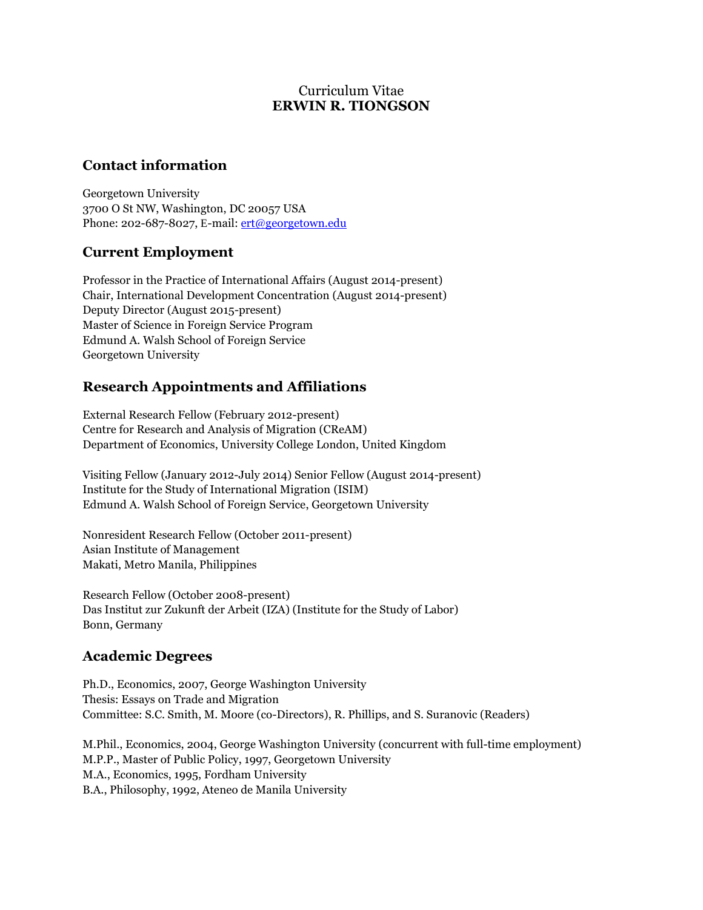Curriculum Vitae
**ERWIN R. TIONGSON**

## Contact information

Georgetown University
3700 O St NW, Washington, DC 20057 USA
Phone: 202-687-8027, E-mail: ert@georgetown.edu

## Current Employment

Professor in the Practice of International Affairs (August 2014-present)
Chair, International Development Concentration (August 2014-present)
Deputy Director (August 2015-present)
Master of Science in Foreign Service Program
Edmund A. Walsh School of Foreign Service
Georgetown University

## Research Appointments and Affiliations

External Research Fellow (February 2012-present)
Centre for Research and Analysis of Migration (CReAM)
Department of Economics, University College London, United Kingdom

Visiting Fellow (January 2012-July 2014) Senior Fellow (August 2014-present)
Institute for the Study of International Migration (ISIM)
Edmund A. Walsh School of Foreign Service, Georgetown University

Nonresident Research Fellow (October 2011-present)
Asian Institute of Management
Makati, Metro Manila, Philippines

Research Fellow (October 2008-present)
Das Institut zur Zukunft der Arbeit (IZA) (Institute for the Study of Labor)
Bonn, Germany

## Academic Degrees

Ph.D., Economics, 2007, George Washington University
Thesis: Essays on Trade and Migration
Committee: S.C. Smith, M. Moore (co-Directors), R. Phillips, and S. Suranovic (Readers)

M.Phil., Economics, 2004, George Washington University (concurrent with full-time employment)
M.P.P., Master of Public Policy, 1997, Georgetown University
M.A., Economics, 1995, Fordham University
B.A., Philosophy, 1992, Ateneo de Manila University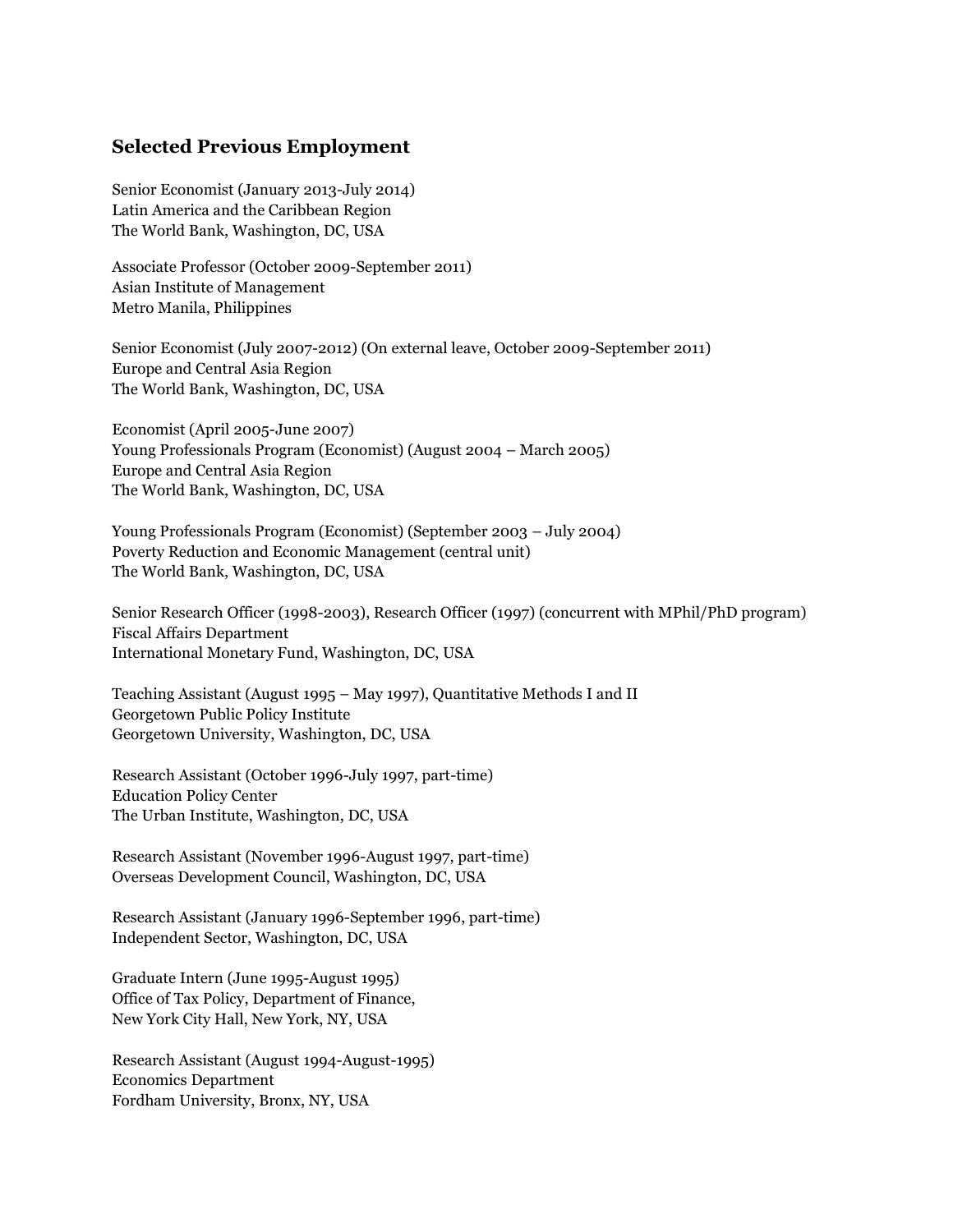## Selected Previous Employment

Senior Economist (January 2013-July 2014)
Latin America and the Caribbean Region
The World Bank, Washington, DC, USA

Associate Professor (October 2009-September 2011)
Asian Institute of Management
Metro Manila, Philippines

Senior Economist (July 2007-2012) (On external leave, October 2009-September 2011)
Europe and Central Asia Region
The World Bank, Washington, DC, USA

Economist (April 2005-June 2007)
Young Professionals Program (Economist) (August 2004 – March 2005)
Europe and Central Asia Region
The World Bank, Washington, DC, USA

Young Professionals Program (Economist) (September 2003 – July 2004)
Poverty Reduction and Economic Management (central unit)
The World Bank, Washington, DC, USA

Senior Research Officer (1998-2003), Research Officer (1997) (concurrent with MPhil/PhD program)
Fiscal Affairs Department
International Monetary Fund, Washington, DC, USA

Teaching Assistant (August 1995 – May 1997), Quantitative Methods I and II
Georgetown Public Policy Institute
Georgetown University, Washington, DC, USA

Research Assistant (October 1996-July 1997, part-time)
Education Policy Center
The Urban Institute, Washington, DC, USA

Research Assistant (November 1996-August 1997, part-time)
Overseas Development Council, Washington, DC, USA

Research Assistant (January 1996-September 1996, part-time)
Independent Sector, Washington, DC, USA

Graduate Intern (June 1995-August 1995)
Office of Tax Policy, Department of Finance,
New York City Hall, New York, NY, USA

Research Assistant (August 1994-August-1995)
Economics Department
Fordham University, Bronx, NY, USA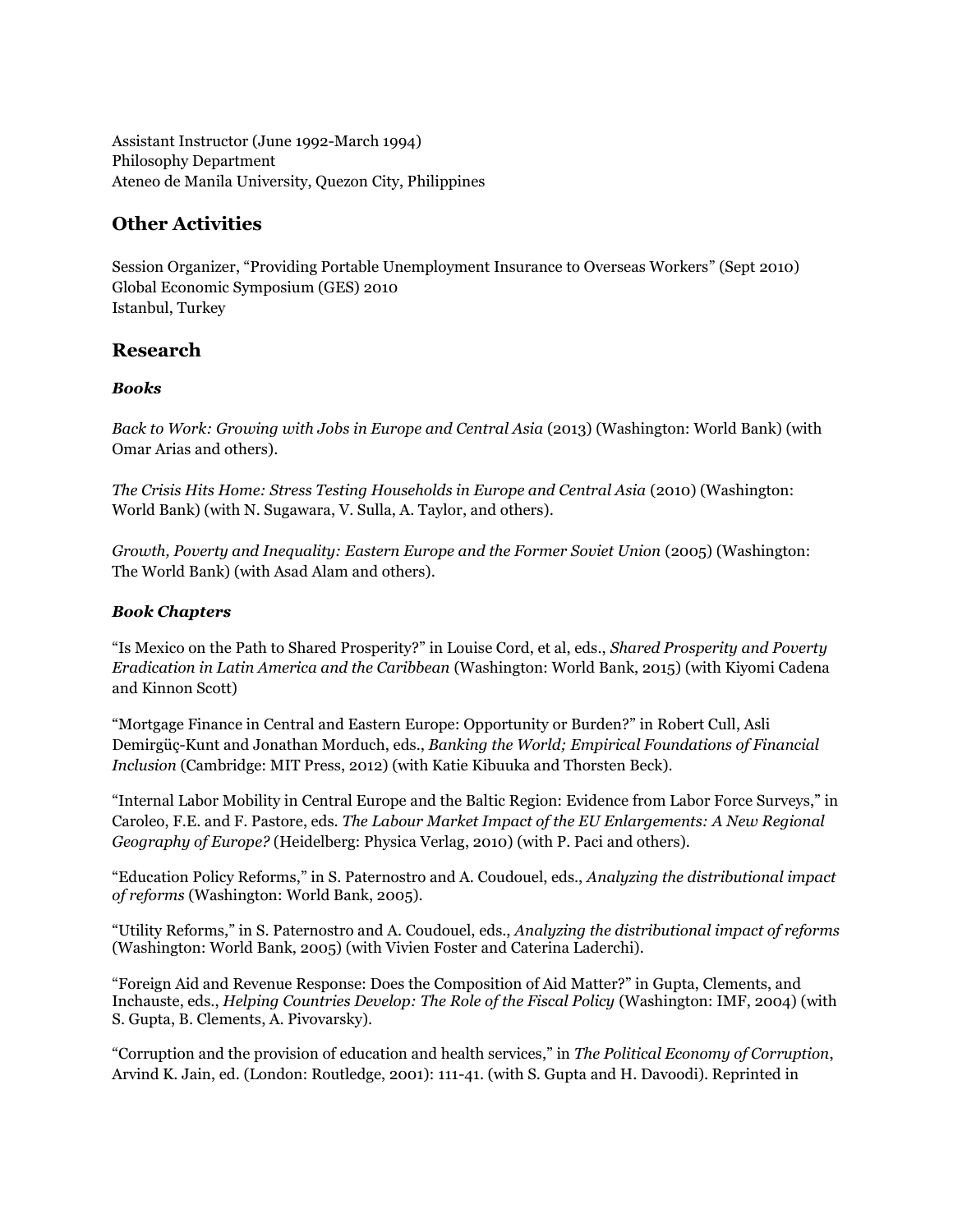Assistant Instructor (June 1992-March 1994)
Philosophy Department
Ateneo de Manila University, Quezon City, Philippines

## Other Activities

Session Organizer, "Providing Portable Unemployment Insurance to Overseas Workers" (Sept 2010)
Global Economic Symposium (GES) 2010
Istanbul, Turkey

## Research

### *Books*

*Back to Work: Growing with Jobs in Europe and Central Asia* (2013) (Washington: World Bank) (with Omar Arias and others).

*The Crisis Hits Home: Stress Testing Households in Europe and Central Asia* (2010) (Washington: World Bank) (with N. Sugawara, V. Sulla, A. Taylor, and others).

*Growth, Poverty and Inequality: Eastern Europe and the Former Soviet Union* (2005) (Washington: The World Bank) (with Asad Alam and others).

### *Book Chapters*

"Is Mexico on the Path to Shared Prosperity?" in Louise Cord, et al, eds., *Shared Prosperity and Poverty Eradication in Latin America and the Caribbean* (Washington: World Bank, 2015) (with Kiyomi Cadena and Kinnon Scott)

"Mortgage Finance in Central and Eastern Europe: Opportunity or Burden?" in Robert Cull, Asli Demirgüç-Kunt and Jonathan Morduch, eds., *Banking the World; Empirical Foundations of Financial Inclusion* (Cambridge: MIT Press, 2012) (with Katie Kibuuka and Thorsten Beck).

"Internal Labor Mobility in Central Europe and the Baltic Region: Evidence from Labor Force Surveys," in Caroleo, F.E. and F. Pastore, eds. *The Labour Market Impact of the EU Enlargements: A New Regional Geography of Europe?* (Heidelberg: Physica Verlag, 2010) (with P. Paci and others).

"Education Policy Reforms," in S. Paternostro and A. Coudouel, eds., *Analyzing the distributional impact of reforms* (Washington: World Bank, 2005).

"Utility Reforms," in S. Paternostro and A. Coudouel, eds., *Analyzing the distributional impact of reforms* (Washington: World Bank, 2005) (with Vivien Foster and Caterina Laderchi).

"Foreign Aid and Revenue Response: Does the Composition of Aid Matter?" in Gupta, Clements, and Inchauste, eds., *Helping Countries Develop: The Role of the Fiscal Policy* (Washington: IMF, 2004) (with S. Gupta, B. Clements, A. Pivovarsky).

"Corruption and the provision of education and health services," in *The Political Economy of Corruption*, Arvind K. Jain, ed. (London: Routledge, 2001): 111-41. (with S. Gupta and H. Davoodi). Reprinted in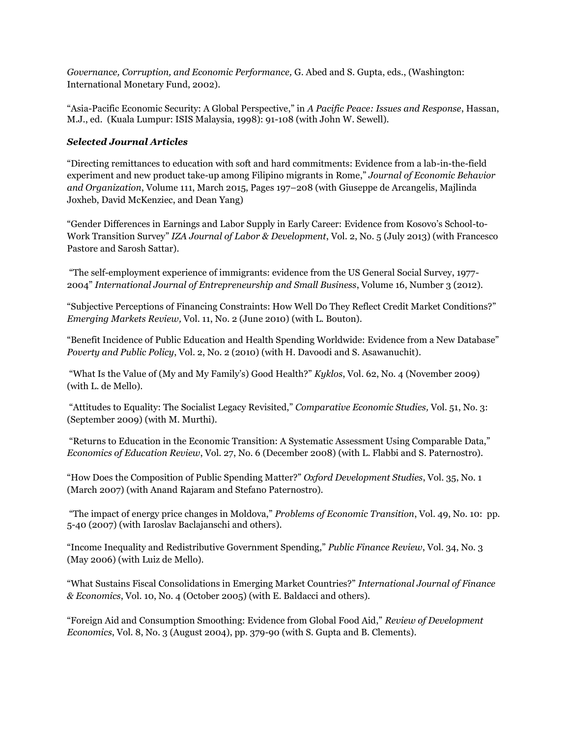*Governance, Corruption, and Economic Performance,* G. Abed and S. Gupta, eds., (Washington: International Monetary Fund, 2002).

"Asia-Pacific Economic Security: A Global Perspective," in *A Pacific Peace: Issues and Response*, Hassan, M.J., ed. (Kuala Lumpur: ISIS Malaysia, 1998): 91-108 (with John W. Sewell).

### *Selected Journal Articles*

"Directing remittances to education with soft and hard commitments: Evidence from a lab-in-the-field experiment and new product take-up among Filipino migrants in Rome," *Journal of Economic Behavior and Organization*, Volume 111, March 2015, Pages 197–208 (with Giuseppe de Arcangelis, Majlinda Joxheb, David McKenziec, and Dean Yang)

"Gender Differences in Earnings and Labor Supply in Early Career: Evidence from Kosovo's School-to-Work Transition Survey" *IZA Journal of Labor & Development*, Vol. 2, No. 5 (July 2013) (with Francesco Pastore and Sarosh Sattar).

"The self-employment experience of immigrants: evidence from the US General Social Survey, 1977-2004" *International Journal of Entrepreneurship and Small Business*, Volume 16, Number 3 (2012).

"Subjective Perceptions of Financing Constraints: How Well Do They Reflect Credit Market Conditions?" *Emerging Markets Review,* Vol. 11, No. 2 (June 2010) (with L. Bouton).

"Benefit Incidence of Public Education and Health Spending Worldwide: Evidence from a New Database" *Poverty and Public Policy*, Vol. 2, No. 2 (2010) (with H. Davoodi and S. Asawanuchit).

"What Is the Value of (My and My Family's) Good Health?" *Kyklos*, Vol. 62, No. 4 (November 2009) (with L. de Mello).

"Attitudes to Equality: The Socialist Legacy Revisited," *Comparative Economic Studies,* Vol. 51, No. 3: (September 2009) (with M. Murthi).

"Returns to Education in the Economic Transition: A Systematic Assessment Using Comparable Data," *Economics of Education Review*, Vol. 27, No. 6 (December 2008) (with L. Flabbi and S. Paternostro).

"How Does the Composition of Public Spending Matter?" *Oxford Development Studies*, Vol. 35, No. 1 (March 2007) (with Anand Rajaram and Stefano Paternostro).

"The impact of energy price changes in Moldova," *Problems of Economic Transition*, Vol. 49, No. 10: pp. 5-40 (2007) (with Iaroslav Baclajanschi and others).

"Income Inequality and Redistributive Government Spending," *Public Finance Review*, Vol. 34, No. 3 (May 2006) (with Luiz de Mello).

"What Sustains Fiscal Consolidations in Emerging Market Countries?" *International Journal of Finance & Economics*, Vol. 10, No. 4 (October 2005) (with E. Baldacci and others).

"Foreign Aid and Consumption Smoothing: Evidence from Global Food Aid," *Review of Development Economics*, Vol. 8, No. 3 (August 2004), pp. 379-90 (with S. Gupta and B. Clements).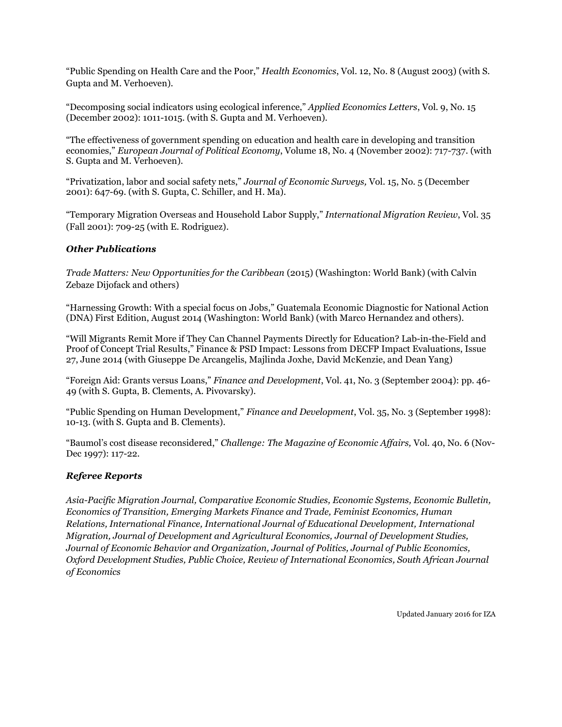"Public Spending on Health Care and the Poor," *Health Economics*, Vol. 12, No. 8 (August 2003) (with S. Gupta and M. Verhoeven).

"Decomposing social indicators using ecological inference," *Applied Economics Letters*, Vol. 9, No. 15 (December 2002): 1011-1015. (with S. Gupta and M. Verhoeven).

"The effectiveness of government spending on education and health care in developing and transition economies," *European Journal of Political Economy*, Volume 18, No. 4 (November 2002): 717-737. (with S. Gupta and M. Verhoeven).

"Privatization, labor and social safety nets," *Journal of Economic Surveys,* Vol. 15, No. 5 (December 2001): 647-69. (with S. Gupta, C. Schiller, and H. Ma).

"Temporary Migration Overseas and Household Labor Supply," *International Migration Review*, Vol. 35 (Fall 2001): 709-25 (with E. Rodriguez).

### *Other Publications*

*Trade Matters: New Opportunities for the Caribbean* (2015) (Washington: World Bank) (with Calvin Zebaze Dijofack and others)

"Harnessing Growth: With a special focus on Jobs," Guatemala Economic Diagnostic for National Action (DNA) First Edition, August 2014 (Washington: World Bank) (with Marco Hernandez and others).

"Will Migrants Remit More if They Can Channel Payments Directly for Education? Lab-in-the-Field and Proof of Concept Trial Results," Finance & PSD Impact: Lessons from DECFP Impact Evaluations, Issue 27, June 2014 (with Giuseppe De Arcangelis, Majlinda Joxhe, David McKenzie, and Dean Yang)

"Foreign Aid: Grants versus Loans," *Finance and Development*, Vol. 41, No. 3 (September 2004): pp. 46-49 (with S. Gupta, B. Clements, A. Pivovarsky).

"Public Spending on Human Development," *Finance and Development*, Vol. 35, No. 3 (September 1998): 10-13. (with S. Gupta and B. Clements).

"Baumol's cost disease reconsidered," *Challenge: The Magazine of Economic Affairs,* Vol. 40, No. 6 (Nov-Dec 1997): 117-22.

### *Referee Reports*

*Asia-Pacific Migration Journal, Comparative Economic Studies, Economic Systems, Economic Bulletin, Economics of Transition, Emerging Markets Finance and Trade, Feminist Economics, Human Relations, International Finance, International Journal of Educational Development, International Migration, Journal of Development and Agricultural Economics, Journal of Development Studies, Journal of Economic Behavior and Organization, Journal of Politics, Journal of Public Economics, Oxford Development Studies, Public Choice, Review of International Economics, South African Journal of Economics*

Updated January 2016 for IZA